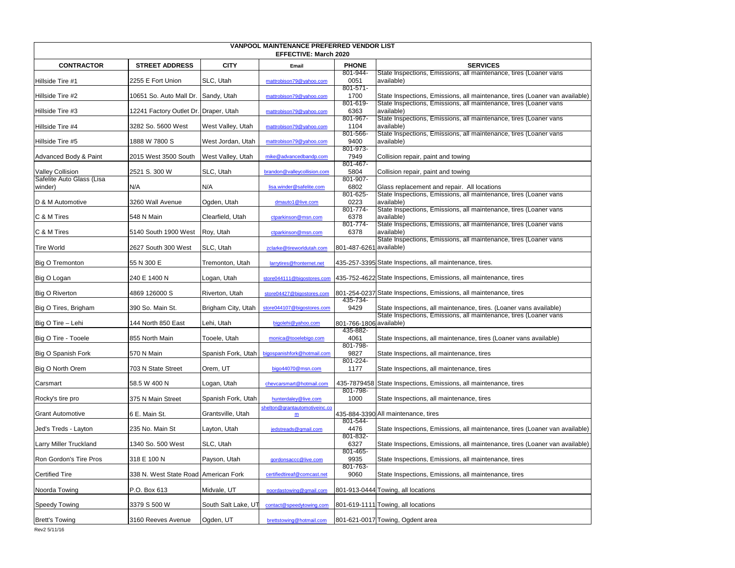# VANPOOL MAINTENANCE PREFERRED VENDOR LIST

**EFFECTIVE: March 2020**

| CONTRACTOR | STREET ADDRESS | CITY | Email | PHONE | SERVICES |
|---|---|---|---|---|---|
| Hillside Tire #1 | 2255 E Fort Union | SLC, Utah | mattrobison79@yahoo.com | 801-944-0051 | State Inspections, Emissions, all maintenance, tires (Loaner vans available) |
| Hillside Tire #2 | 10651 So. Auto Mall Dr. | Sandy, Utah | mattrobison79@yahoo.com | 801-571-1700 | State Inspections, Emissions, all maintenance, tires (Loaner van available) |
| Hillside Tire #3 | 12241 Factory Outlet Dr. | Draper, Utah | mattrobison79@yahoo.com | 801-619-6363 | State Inspections, Emissions, all maintenance, tires (Loaner vans available) |
| Hillside Tire #4 | 3282 So. 5600 West | West Valley, Utah | mattrobison79@yahoo.com | 801-967-1104 | State Inspections, Emissions, all maintenance, tires (Loaner vans available) |
| Hillside Tire #5 | 1888 W 7800 S | West Jordan, Utah | mattrobison79@yahoo.com | 801-566-9400 | State Inspections, Emissions, all maintenance, tires (Loaner vans available) |
| Advanced Body & Paint | 2015 West 3500 South | West Valley, Utah | mike@advancedbandp.com | 801-973-7949 | Collision repair, paint and towing |
| Valley Collision | 2521 S. 300 W | SLC, Utah | brandon@valleycollision.com | 801-467-5804 | Collision repair, paint and towing |
| Safelite Auto Glass (Lisa winder) | N/A | N/A | lisa.winder@safelite.com | 801-907-6802 | Glass replacement and repair. All locations |
| D & M Automotive | 3260 Wall Avenue | Ogden, Utah | dmauto1@live.com | 801-625-0223 | State Inspections, Emissions, all maintenance, tires (Loaner vans available) |
| C & M Tires | 548 N Main | Clearfield, Utah | ctparkinson@msn.com | 801-774-6378 | State Inspections, Emissions, all maintenance, tires (Loaner vans available) |
| C & M Tires | 5140 South 1900 West | Roy, Utah | ctparkinson@msn.com | 801-774-6378 | State Inspections, Emissions, all maintenance, tires (Loaner vans available) |
| Tire World | 2627 South 300 West | SLC, Utah | zclarke@tireworldutah.com | 801-487-6261 | State Inspections, Emissions, all maintenance, tires (Loaner vans available) |
| Big O Tremonton | 55 N 300 E | Tremonton, Utah | larrytires@frontemet.net | 435-257-3395 | State Inspections, all maintenance, tires. |
| Big O Logan | 240 E 1400 N | Logan, Utah | store044111@bigostores.com | 435-752-4622 | State Inspections, Emissions, all maintenance, tires |
| Big O Riverton | 4869 126000 S | Riverton, Utah | store04427@bigostores.com | 801-254-0237 | State Inspections, Emissions, all maintenance, tires |
| Big O Tires, Brigham | 390 So. Main St. | Brigham City, Utah | store044107@bigostores.com | 435-734-9429 | State Inspections, all maintenance, tires. (Loaner vans available) |
| Big O Tire – Lehi | 144 North 850 East | Lehi, Utah | bigolehi@yahoo.com | 801-766-1806 | State Inspections, Emissions, all maintenance, tires (Loaner vans available) |
| Big O Tire - Tooele | 855 North Main | Tooele, Utah | monica@tooelebigo.com | 435-882-4061 | State Inspections, all maintenance, tires (Loaner vans available) |
| Big O Spanish Fork | 570 N Main | Spanish Fork, Utah | bigospanishfork@hotmail.com | 801-798-9827 | State Inspections, all maintenance, tires |
| Big O North Orem | 703 N State Street | Orem, UT | bigo44070@msn.com | 801-224-1177 | State Inspections, all maintenance, tires |
| Carsmart | 58.5 W 400 N | Logan, Utah | chevcarsmart@hotmail.com | 435-7879458 | State Inspections, Emissions, all maintenance, tires |
| Rocky's tire pro | 375 N Main Street | Spanish Fork, Utah | hunterdaley@live.com | 801-798-1000 | State Inspections, all maintenance, tires |
| Grant Automotive | 6 E. Main St. | Grantsville, Utah | shelton@grantautomotiveinc.com | 435-884-3390 | All maintenance, tires |
| Jed's Treds - Layton | 235 No. Main St | Layton, Utah | jedstreads@gmail.com | 801-544-4476 | State Inspections, Emissions, all maintenance, tires (Loaner van available) |
| Larry Miller Truckland | 1340 So. 500 West | SLC, Utah | | 801-832-6327 | State Inspections, Emissions, all maintenance, tires (Loaner van available) |
| Ron Gordon's Tire Pros | 318 E 100 N | Payson, Utah | gordonsaccc@live.com | 801-465-9935 | State Inspections, Emissions, all maintenance, tires |
| Certified Tire | 338 N. West State Road | American Fork | certifiedtireaf@comcast.net | 801-763-9060 | State Inspections, Emissions, all maintenance, tires |
| Noorda Towing | P.O. Box 613 | Midvale, UT | noordastowing@gmail.com | 801-913-0444 | Towing, all locations |
| Speedy Towing | 3379 S 500 W | South Salt Lake, UT | contact@speedytowing.com | 801-619-1111 | Towing, all locations |
| Brett's Towing | 3160 Reeves Avenue | Ogden, UT | brettstowing@hotmail.com | 801-621-0017 | Towing, Ogdent area |

Rev2 5/11/16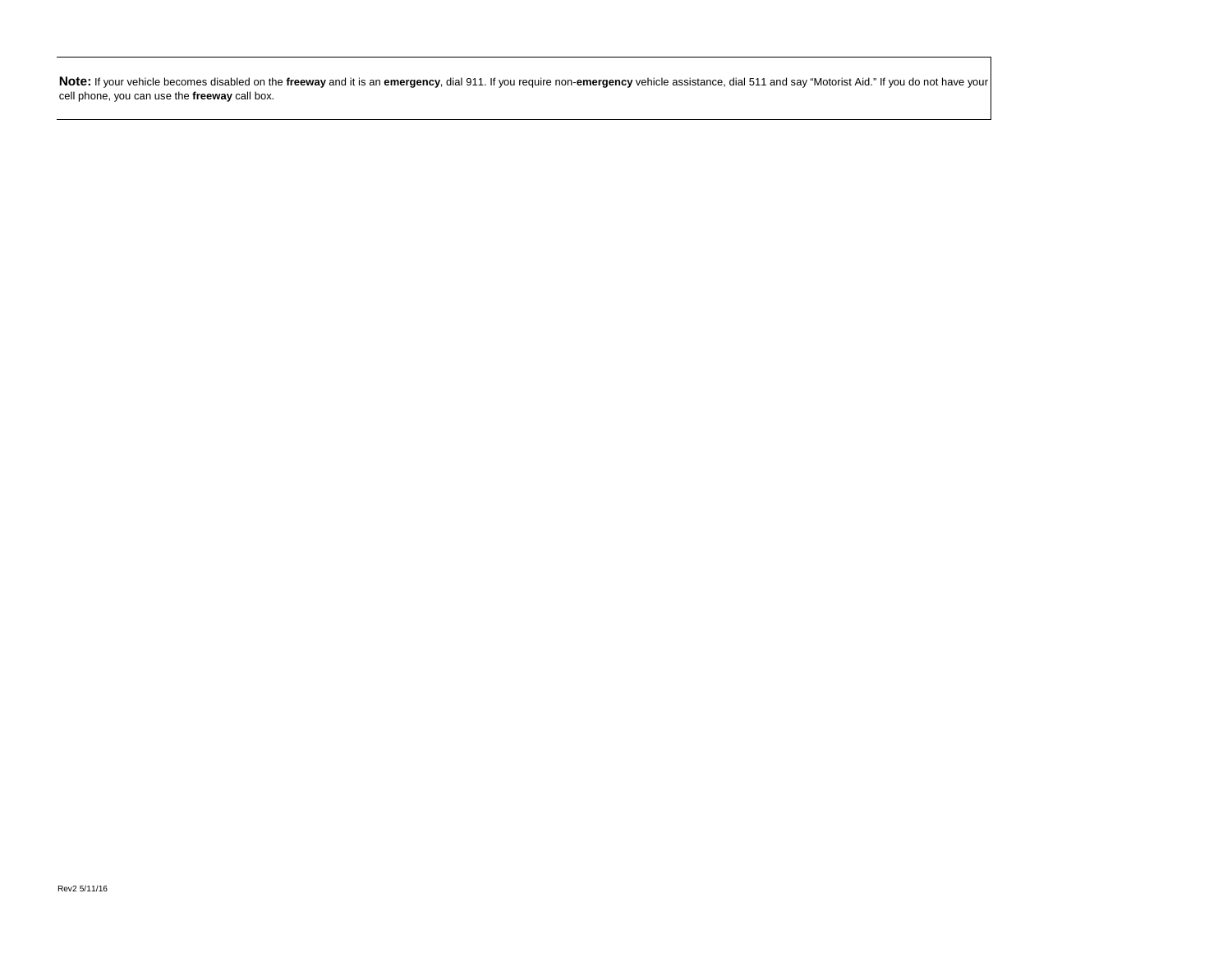**Note:** If your vehicle becomes disabled on the **freeway** and it is an **emergency**, dial 911. If you require non-**emergency** vehicle assistance, dial 511 and say "Motorist Aid." If you do not have your cell phone, you can use the **freeway** call box.

Rev2 5/11/16